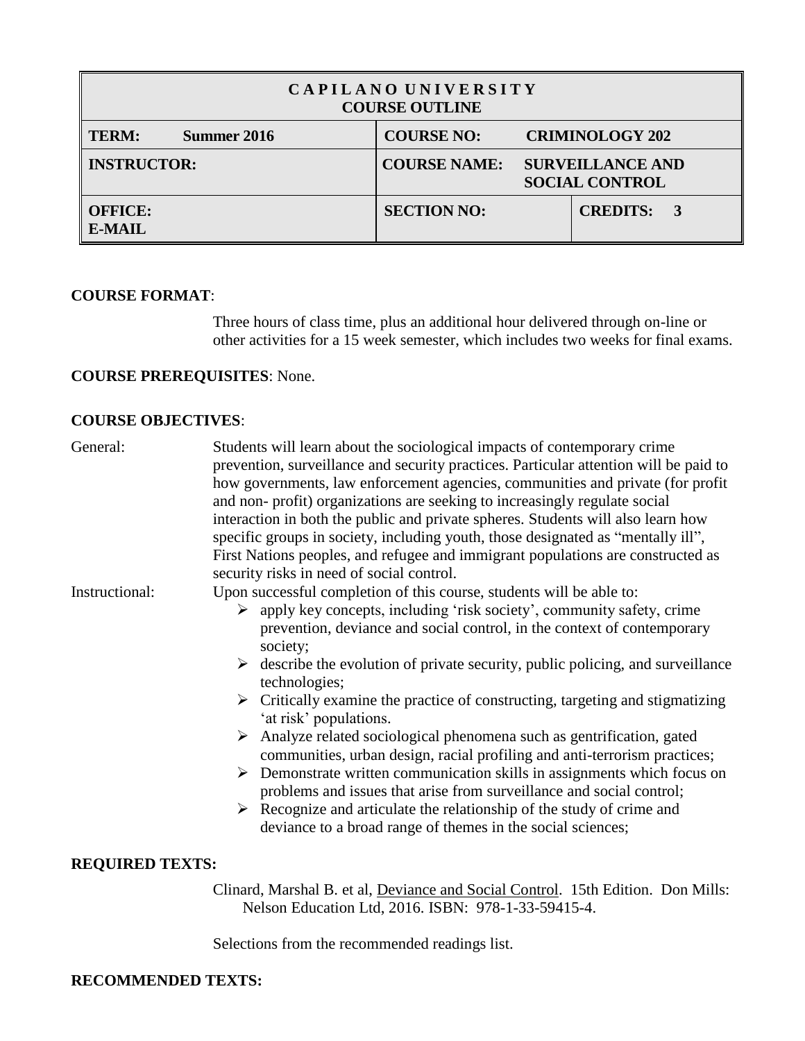| CAPILANO UNIVERSITY COURSE OUTLINE | | |
|---|---|---|
| **TERM:** Summer 2016 | **COURSE NO:** CRIMINOLOGY 202 | |
| **INSTRUCTOR:** | **COURSE NAME:** SURVEILLANCE AND SOCIAL CONTROL | |
| **OFFICE:** **E-MAIL** | **SECTION NO:** | **CREDITS:** 3 |

**COURSE FORMAT**:

Three hours of class time, plus an additional hour delivered through on-line or other activities for a 15 week semester, which includes two weeks for final exams.

**COURSE PREREQUISITES**: None.

**COURSE OBJECTIVES**:

General: Students will learn about the sociological impacts of contemporary crime prevention, surveillance and security practices. Particular attention will be paid to how governments, law enforcement agencies, communities and private (for profit and non- profit) organizations are seeking to increasingly regulate social interaction in both the public and private spheres. Students will also learn how specific groups in society, including youth, those designated as "mentally ill", First Nations peoples, and refugee and immigrant populations are constructed as security risks in need of social control.

Instructional: Upon successful completion of this course, students will be able to:

- apply key concepts, including 'risk society', community safety, crime prevention, deviance and social control, in the context of contemporary society;
- describe the evolution of private security, public policing, and surveillance technologies;
- Critically examine the practice of constructing, targeting and stigmatizing 'at risk' populations.
- Analyze related sociological phenomena such as gentrification, gated communities, urban design, racial profiling and anti-terrorism practices;
- Demonstrate written communication skills in assignments which focus on problems and issues that arise from surveillance and social control;
- Recognize and articulate the relationship of the study of crime and deviance to a broad range of themes in the social sciences;

**REQUIRED TEXTS:**

Clinard, Marshal B. et al, Deviance and Social Control. 15th Edition. Don Mills: Nelson Education Ltd, 2016. ISBN: 978-1-33-59415-4.

Selections from the recommended readings list.

**RECOMMENDED TEXTS:**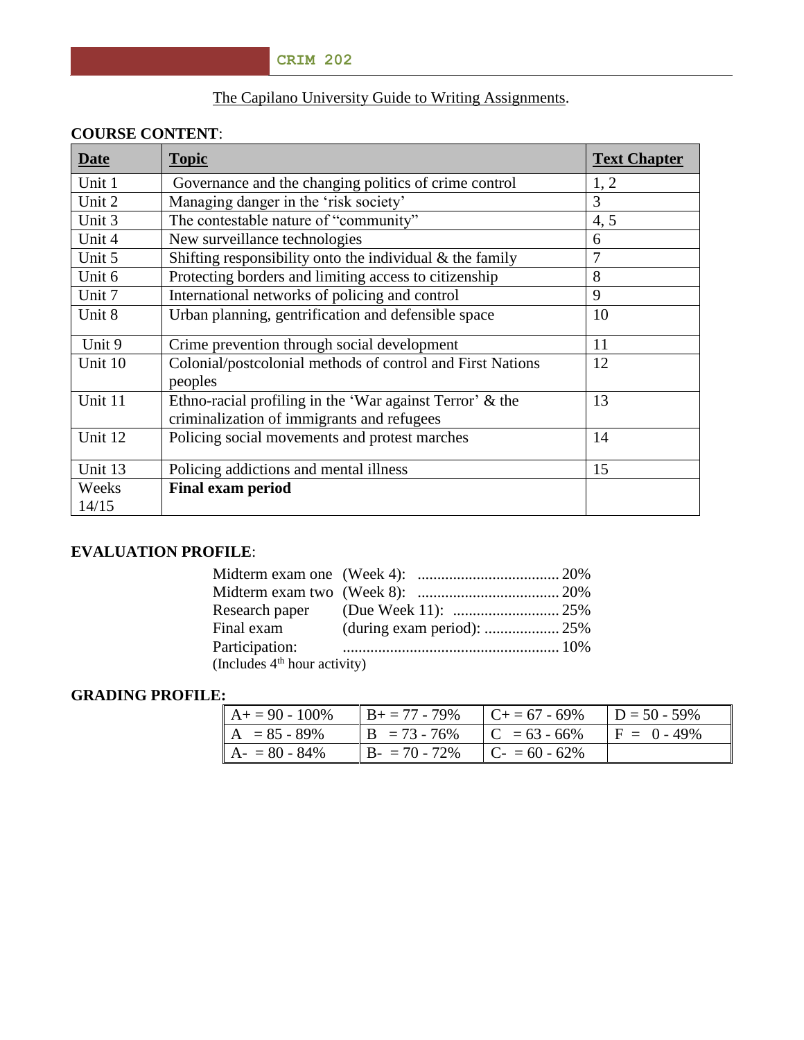The Capilano University Guide to Writing Assignments.

**COURSE CONTENT**:

| Date | Topic | Text Chapter |
|---|---|---|
| Unit 1 | Governance and the changing politics of crime control | 1, 2 |
| Unit 2 | Managing danger in the 'risk society' | 3 |
| Unit 3 | The contestable nature of "community" | 4, 5 |
| Unit 4 | New surveillance technologies | 6 |
| Unit 5 | Shifting responsibility onto the individual & the family | 7 |
| Unit 6 | Protecting borders and limiting access to citizenship | 8 |
| Unit 7 | International networks of policing and control | 9 |
| Unit 8 | Urban planning, gentrification and defensible space | 10 |
| Unit 9 | Crime prevention through social development | 11 |
| Unit 10 | Colonial/postcolonial methods of control and First Nations peoples | 12 |
| Unit 11 | Ethno-racial profiling in the 'War against Terror' & the criminalization of immigrants and refugees | 13 |
| Unit 12 | Policing social movements and protest marches | 14 |
| Unit 13 | Policing addictions and mental illness | 15 |
| Weeks 14/15 | **Final exam period** | |

**EVALUATION PROFILE**:

| | | |
|---|---|---|
| Midterm exam one | (Week 4): | 20% |
| Midterm exam two | (Week 8): | 20% |
| Research paper | (Due Week 11): | 25% |
| Final exam | (during exam period): | 25% |
| Participation: | | 10% |

(Includes 4th hour activity)

**GRADING PROFILE:**

| | | | |
|---|---|---|---|
| A+ = 90 - 100% | B+ = 77 - 79% | C+ = 67 - 69% | D = 50 - 59% |
| A = 85 - 89% | B = 73 - 76% | C = 63 - 66% | F = 0 - 49% |
| A- = 80 - 84% | B- = 70 - 72% | C- = 60 - 62% | |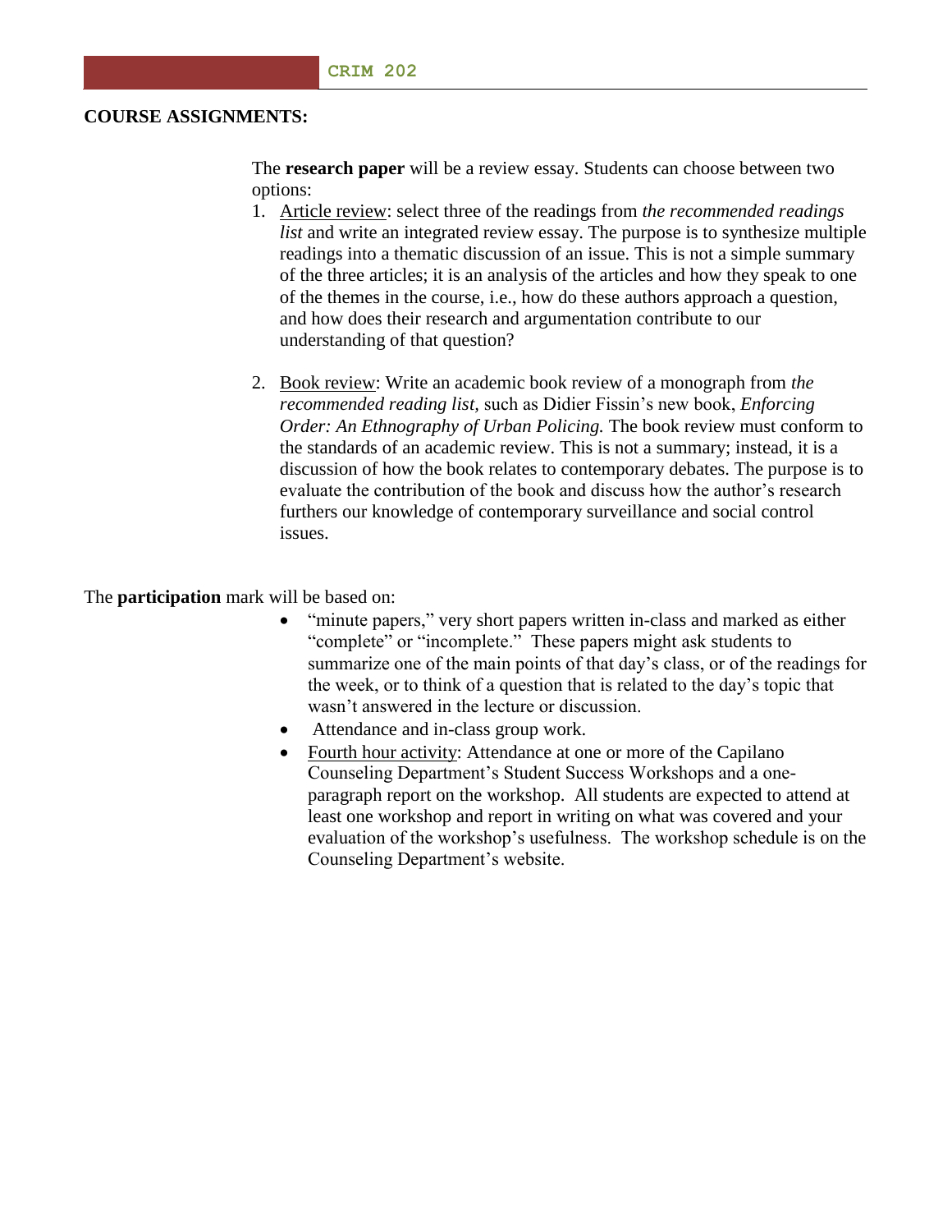**COURSE ASSIGNMENTS:**

The **research paper** will be a review essay. Students can choose between two options:

1. Article review: select three of the readings from *the recommended readings list* and write an integrated review essay. The purpose is to synthesize multiple readings into a thematic discussion of an issue. This is not a simple summary of the three articles; it is an analysis of the articles and how they speak to one of the themes in the course, i.e., how do these authors approach a question, and how does their research and argumentation contribute to our understanding of that question?

2. Book review: Write an academic book review of a monograph from *the recommended reading list,* such as Didier Fissin's new book, *Enforcing Order: An Ethnography of Urban Policing.* The book review must conform to the standards of an academic review. This is not a summary; instead, it is a discussion of how the book relates to contemporary debates. The purpose is to evaluate the contribution of the book and discuss how the author's research furthers our knowledge of contemporary surveillance and social control issues.

The **participation** mark will be based on:

- "minute papers," very short papers written in-class and marked as either "complete" or "incomplete." These papers might ask students to summarize one of the main points of that day's class, or of the readings for the week, or to think of a question that is related to the day's topic that wasn't answered in the lecture or discussion.
- Attendance and in-class group work.
- Fourth hour activity: Attendance at one or more of the Capilano Counseling Department's Student Success Workshops and a one-paragraph report on the workshop. All students are expected to attend at least one workshop and report in writing on what was covered and your evaluation of the workshop's usefulness. The workshop schedule is on the Counseling Department's website.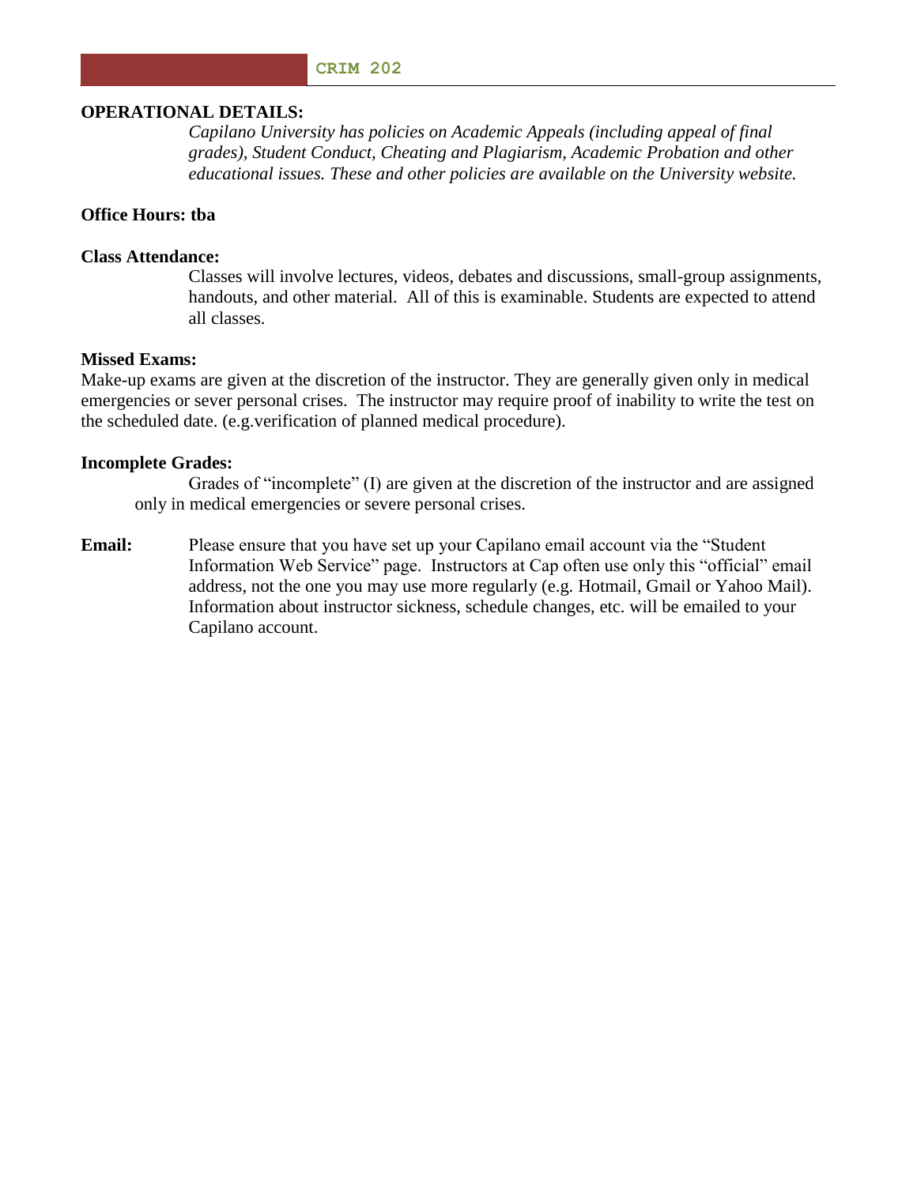**OPERATIONAL DETAILS:**

*Capilano University has policies on Academic Appeals (including appeal of final grades), Student Conduct, Cheating and Plagiarism, Academic Probation and other educational issues. These and other policies are available on the University website.*

**Office Hours: tba**

**Class Attendance:**

Classes will involve lectures, videos, debates and discussions, small-group assignments, handouts, and other material. All of this is examinable. Students are expected to attend all classes.

**Missed Exams:**

Make-up exams are given at the discretion of the instructor. They are generally given only in medical emergencies or sever personal crises. The instructor may require proof of inability to write the test on the scheduled date. (e.g.verification of planned medical procedure).

**Incomplete Grades:**

Grades of "incomplete" (I) are given at the discretion of the instructor and are assigned only in medical emergencies or severe personal crises.

**Email:** Please ensure that you have set up your Capilano email account via the "Student Information Web Service" page. Instructors at Cap often use only this "official" email address, not the one you may use more regularly (e.g. Hotmail, Gmail or Yahoo Mail). Information about instructor sickness, schedule changes, etc. will be emailed to your Capilano account.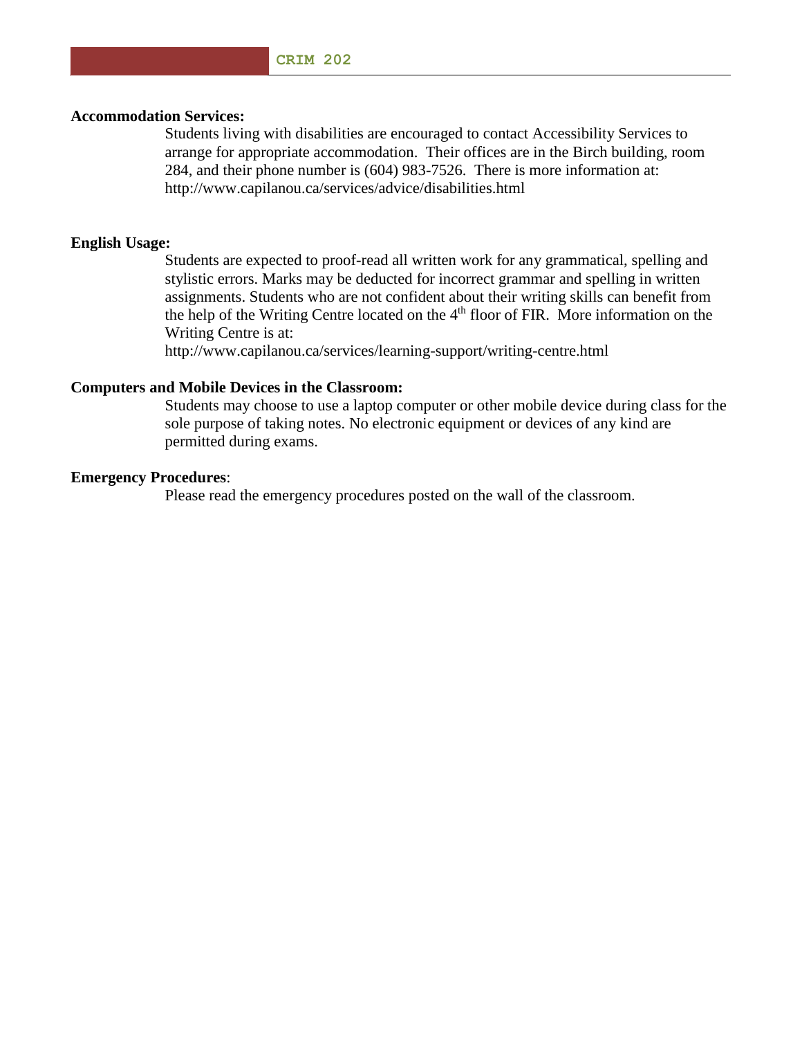**Accommodation Services:**

Students living with disabilities are encouraged to contact Accessibility Services to arrange for appropriate accommodation. Their offices are in the Birch building, room 284, and their phone number is (604) 983-7526. There is more information at: http://www.capilanou.ca/services/advice/disabilities.html

**English Usage:**

Students are expected to proof-read all written work for any grammatical, spelling and stylistic errors. Marks may be deducted for incorrect grammar and spelling in written assignments. Students who are not confident about their writing skills can benefit from the help of the Writing Centre located on the 4th floor of FIR. More information on the Writing Centre is at:
http://www.capilanou.ca/services/learning-support/writing-centre.html

**Computers and Mobile Devices in the Classroom:**

Students may choose to use a laptop computer or other mobile device during class for the sole purpose of taking notes. No electronic equipment or devices of any kind are permitted during exams.

**Emergency Procedures**:

Please read the emergency procedures posted on the wall of the classroom.